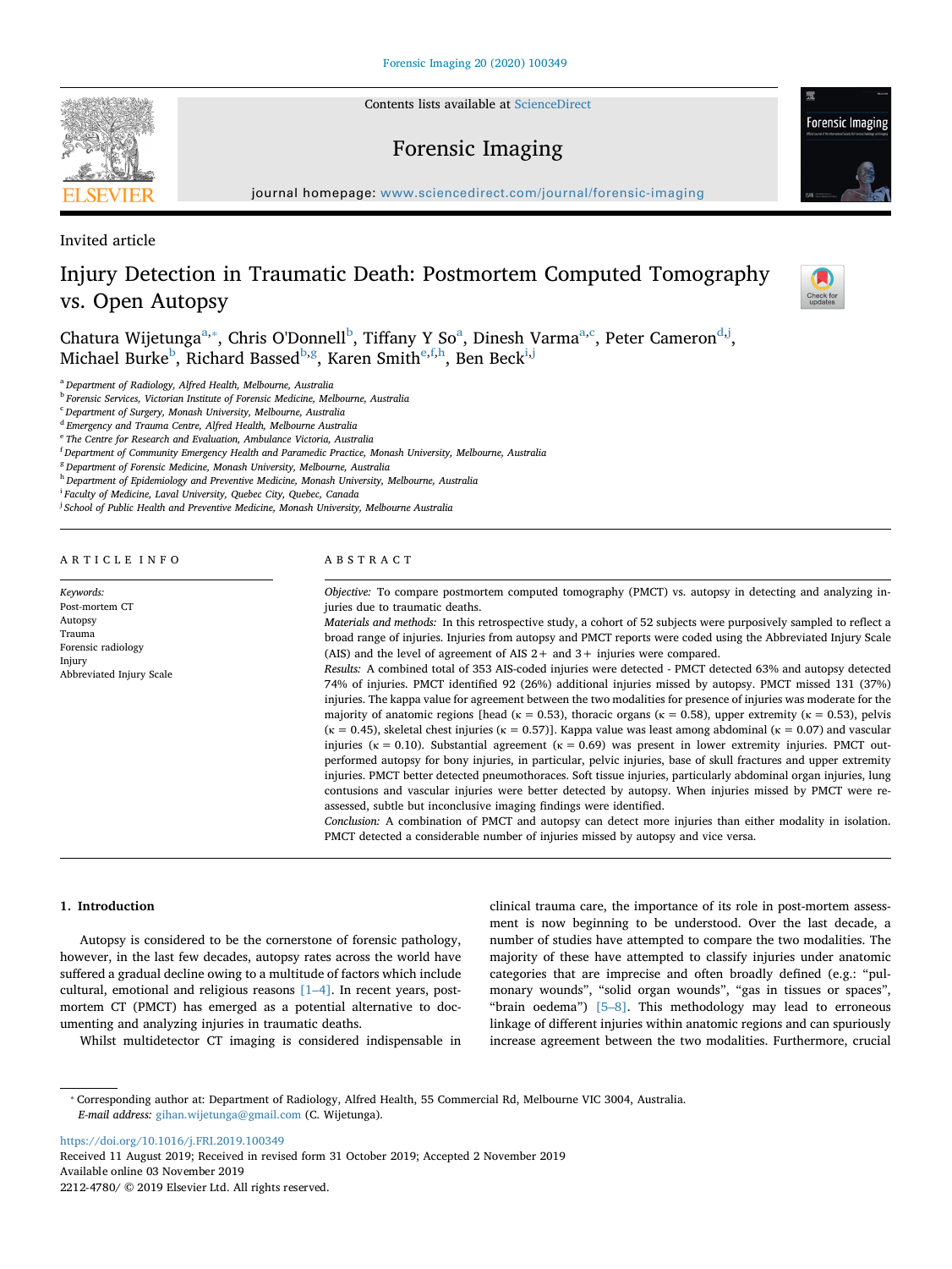Invited article

# Injury Detection in Traumatic Death: Postmortem Computed Tomography vs. Open Autopsy

Chatura Wijetunga[a,*], Chris O'Donnell[b], Tiffany Y So[a], Dinesh Varma[a,c], Peter Cameron[d,j], Michael Burke[b], Richard Bassed[b,g], Karen Smith[e,f,h], Ben Beck[i,j]

[a] Department of Radiology, Alfred Health, Melbourne, Australia
[b] Forensic Services, Victorian Institute of Forensic Medicine, Melbourne, Australia
[c] Department of Surgery, Monash University, Melbourne, Australia
[d] Emergency and Trauma Centre, Alfred Health, Melbourne Australia
[e] The Centre for Research and Evaluation, Ambulance Victoria, Australia
[f] Department of Community Emergency Health and Paramedic Practice, Monash University, Melbourne, Australia
[g] Department of Forensic Medicine, Monash University, Melbourne, Australia
[h] Department of Epidemiology and Preventive Medicine, Monash University, Melbourne, Australia
[i] Faculty of Medicine, Laval University, Quebec City, Quebec, Canada
[j] School of Public Health and Preventive Medicine, Monash University, Melbourne Australia

## ARTICLE INFO

*Keywords:*
Post-mortem CT
Autopsy
Trauma
Forensic radiology
Injury
Abbreviated Injury Scale

## ABSTRACT

*Objective:* To compare postmortem computed tomography (PMCT) vs. autopsy in detecting and analyzing injuries due to traumatic deaths.

*Materials and methods:* In this retrospective study, a cohort of 52 subjects were purposively sampled to reflect a broad range of injuries. Injuries from autopsy and PMCT reports were coded using the Abbreviated Injury Scale (AIS) and the level of agreement of AIS 2+ and 3+ injuries were compared.

*Results:* A combined total of 353 AIS-coded injuries were detected - PMCT detected 63% and autopsy detected 74% of injuries. PMCT identified 92 (26%) additional injuries missed by autopsy. PMCT missed 131 (37%) injuries. The kappa value for agreement between the two modalities for presence of injuries was moderate for the majority of anatomic regions [head ($\kappa = 0.53$), thoracic organs ($\kappa = 0.58$), upper extremity ($\kappa = 0.53$), pelvis ($\kappa = 0.45$), skeletal chest injuries ($\kappa = 0.57$)]. Kappa value was least among abdominal ($\kappa = 0.07$) and vascular injuries ($\kappa = 0.10$). Substantial agreement ($\kappa = 0.69$) was present in lower extremity injuries. PMCT outperformed autopsy for bony injuries, in particular, pelvic injuries, base of skull fractures and upper extremity injuries. PMCT better detected pneumothoraces. Soft tissue injuries, particularly abdominal organ injuries, lung contusions and vascular injuries were better detected by autopsy. When injuries missed by PMCT were re-assessed, subtle but inconclusive imaging findings were identified.

*Conclusion:* A combination of PMCT and autopsy can detect more injuries than either modality in isolation. PMCT detected a considerable number of injuries missed by autopsy and vice versa.

## 1. Introduction

Autopsy is considered to be the cornerstone of forensic pathology, however, in the last few decades, autopsy rates across the world have suffered a gradual decline owing to a multitude of factors which include cultural, emotional and religious reasons [1–4]. In recent years, post-mortem CT (PMCT) has emerged as a potential alternative to documenting and analyzing injuries in traumatic deaths.

Whilst multidetector CT imaging is considered indispensable in clinical trauma care, the importance of its role in post-mortem assessment is now beginning to be understood. Over the last decade, a number of studies have attempted to compare the two modalities. The majority of these have attempted to classify injuries under anatomic categories that are imprecise and often broadly defined (e.g.: "pulmonary wounds", "solid organ wounds", "gas in tissues or spaces", "brain oedema") [5–8]. This methodology may lead to erroneous linkage of different injuries within anatomic regions and can spuriously increase agreement between the two modalities. Furthermore, crucial

* Corresponding author at: Department of Radiology, Alfred Health, 55 Commercial Rd, Melbourne VIC 3004, Australia.
*E-mail address:* gihan.wijetunga@gmail.com (C. Wijetunga).

https://doi.org/10.1016/j.FRI.2019.100349
Received 11 August 2019; Received in revised form 31 October 2019; Accepted 2 November 2019
Available online 03 November 2019
2212-4780/ © 2019 Elsevier Ltd. All rights reserved.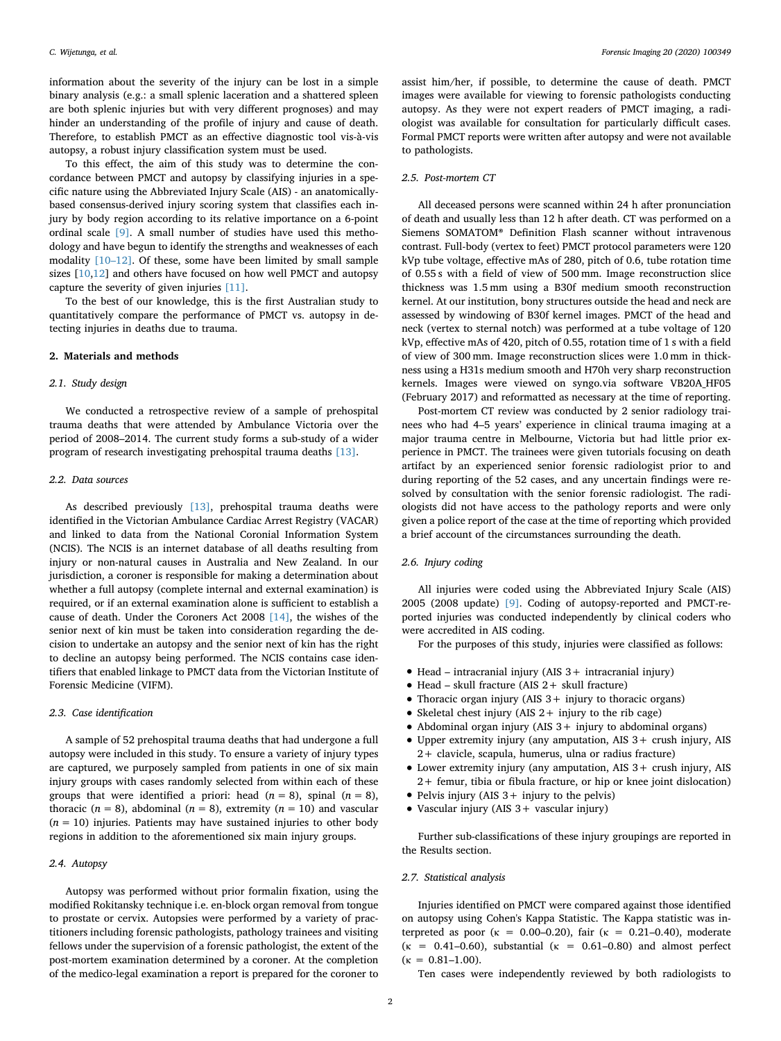information about the severity of the injury can be lost in a simple binary analysis (e.g.: a small splenic laceration and a shattered spleen are both splenic injuries but with very different prognoses) and may hinder an understanding of the profile of injury and cause of death. Therefore, to establish PMCT as an effective diagnostic tool vis-à-vis autopsy, a robust injury classification system must be used.

To this effect, the aim of this study was to determine the concordance between PMCT and autopsy by classifying injuries in a specific nature using the Abbreviated Injury Scale (AIS) - an anatomically-based consensus-derived injury scoring system that classifies each injury by body region according to its relative importance on a 6-point ordinal scale [9]. A small number of studies have used this methodology and have begun to identify the strengths and weaknesses of each modality [10–12]. Of these, some have been limited by small sample sizes [10,12] and others have focused on how well PMCT and autopsy capture the severity of given injuries [11].

To the best of our knowledge, this is the first Australian study to quantitatively compare the performance of PMCT vs. autopsy in detecting injuries in deaths due to trauma.

## 2. Materials and methods

### 2.1. Study design

We conducted a retrospective review of a sample of prehospital trauma deaths that were attended by Ambulance Victoria over the period of 2008–2014. The current study forms a sub-study of a wider program of research investigating prehospital trauma deaths [13].

### 2.2. Data sources

As described previously [13], prehospital trauma deaths were identified in the Victorian Ambulance Cardiac Arrest Registry (VACAR) and linked to data from the National Coronial Information System (NCIS). The NCIS is an internet database of all deaths resulting from injury or non-natural causes in Australia and New Zealand. In our jurisdiction, a coroner is responsible for making a determination about whether a full autopsy (complete internal and external examination) is required, or if an external examination alone is sufficient to establish a cause of death. Under the Coroners Act 2008 [14], the wishes of the senior next of kin must be taken into consideration regarding the decision to undertake an autopsy and the senior next of kin has the right to decline an autopsy being performed. The NCIS contains case identifiers that enabled linkage to PMCT data from the Victorian Institute of Forensic Medicine (VIFM).

### 2.3. Case identification

A sample of 52 prehospital trauma deaths that had undergone a full autopsy were included in this study. To ensure a variety of injury types are captured, we purposely sampled from patients in one of six main injury groups with cases randomly selected from within each of these groups that were identified a priori: head ($n$ = 8), spinal ($n$ = 8), thoracic ($n$ = 8), abdominal ($n$ = 8), extremity ($n$ = 10) and vascular ($n$ = 10) injuries. Patients may have sustained injuries to other body regions in addition to the aforementioned six main injury groups.

### 2.4. Autopsy

Autopsy was performed without prior formalin fixation, using the modified Rokitansky technique i.e. en-block organ removal from tongue to prostate or cervix. Autopsies were performed by a variety of practitioners including forensic pathologists, pathology trainees and visiting fellows under the supervision of a forensic pathologist, the extent of the post-mortem examination determined by a coroner. At the completion of the medico-legal examination a report is prepared for the coroner to assist him/her, if possible, to determine the cause of death. PMCT images were available for viewing to forensic pathologists conducting autopsy. As they were not expert readers of PMCT imaging, a radiologist was available for consultation for particularly difficult cases. Formal PMCT reports were written after autopsy and were not available to pathologists.

### 2.5. Post-mortem CT

All deceased persons were scanned within 24 h after pronunciation of death and usually less than 12 h after death. CT was performed on a Siemens SOMATOM® Definition Flash scanner without intravenous contrast. Full-body (vertex to feet) PMCT protocol parameters were 120 kVp tube voltage, effective mAs of 280, pitch of 0.6, tube rotation time of 0.55 s with a field of view of 500 mm. Image reconstruction slice thickness was 1.5 mm using a B30f medium smooth reconstruction kernel. At our institution, bony structures outside the head and neck are assessed by windowing of B30f kernel images. PMCT of the head and neck (vertex to sternal notch) was performed at a tube voltage of 120 kVp, effective mAs of 420, pitch of 0.55, rotation time of 1 s with a field of view of 300 mm. Image reconstruction slices were 1.0 mm in thickness using a H31s medium smooth and H70h very sharp reconstruction kernels. Images were viewed on syngo.via software VB20A_HF05 (February 2017) and reformatted as necessary at the time of reporting.

Post-mortem CT review was conducted by 2 senior radiology trainees who had 4–5 years' experience in clinical trauma imaging at a major trauma centre in Melbourne, Victoria but had little prior experience in PMCT. The trainees were given tutorials focusing on death artifact by an experienced senior forensic radiologist prior to and during reporting of the 52 cases, and any uncertain findings were resolved by consultation with the senior forensic radiologist. The radiologists did not have access to the pathology reports and were only given a police report of the case at the time of reporting which provided a brief account of the circumstances surrounding the death.

### 2.6. Injury coding

All injuries were coded using the Abbreviated Injury Scale (AIS) 2005 (2008 update) [9]. Coding of autopsy-reported and PMCT-reported injuries was conducted independently by clinical coders who were accredited in AIS coding.

For the purposes of this study, injuries were classified as follows:

- Head – intracranial injury (AIS 3+ intracranial injury)
- Head – skull fracture (AIS 2+ skull fracture)
- Thoracic organ injury (AIS 3+ injury to thoracic organs)
- Skeletal chest injury (AIS 2+ injury to the rib cage)
- Abdominal organ injury (AIS 3+ injury to abdominal organs)
- Upper extremity injury (any amputation, AIS 3+ crush injury, AIS 2+ clavicle, scapula, humerus, ulna or radius fracture)
- Lower extremity injury (any amputation, AIS 3+ crush injury, AIS 2+ femur, tibia or fibula fracture, or hip or knee joint dislocation)
- Pelvis injury (AIS 3+ injury to the pelvis)
- Vascular injury (AIS 3+ vascular injury)

Further sub-classifications of these injury groupings are reported in the Results section.

### 2.7. Statistical analysis

Injuries identified on PMCT were compared against those identified on autopsy using Cohen's Kappa Statistic. The Kappa statistic was interpreted as poor ($\kappa$ = 0.00–0.20), fair ($\kappa$ = 0.21–0.40), moderate ($\kappa$ = 0.41–0.60), substantial ($\kappa$ = 0.61–0.80) and almost perfect ($\kappa$ = 0.81–1.00).

Ten cases were independently reviewed by both radiologists to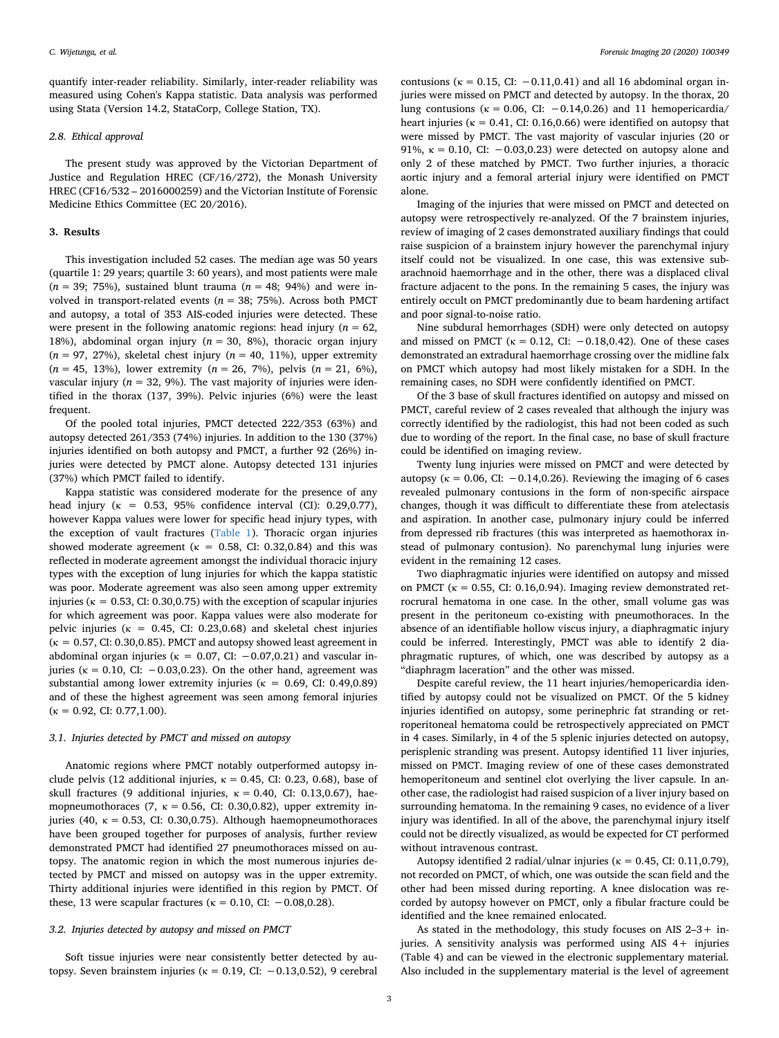quantify inter-reader reliability. Similarly, inter-reader reliability was measured using Cohen's Kappa statistic. Data analysis was performed using Stata (Version 14.2, StataCorp, College Station, TX).

### 2.8. Ethical approval

The present study was approved by the Victorian Department of Justice and Regulation HREC (CF/16/272), the Monash University HREC (CF16/532 – 2016000259) and the Victorian Institute of Forensic Medicine Ethics Committee (EC 20/2016).

## 3. Results

This investigation included 52 cases. The median age was 50 years (quartile 1: 29 years; quartile 3: 60 years), and most patients were male ($n = 39$; 75%), sustained blunt trauma ($n = 48$; 94%) and were involved in transport-related events ($n = 38$; 75%). Across both PMCT and autopsy, a total of 353 AIS-coded injuries were detected. These were present in the following anatomic regions: head injury ($n = 62$, 18%), abdominal organ injury ($n = 30$, 8%), thoracic organ injury ($n = 97$, 27%), skeletal chest injury ($n = 40$, 11%), upper extremity ($n = 45$, 13%), lower extremity ($n = 26$, 7%), pelvis ($n = 21$, 6%), vascular injury ($n = 32$, 9%). The vast majority of injuries were identified in the thorax (137, 39%). Pelvic injuries (6%) were the least frequent.

Of the pooled total injuries, PMCT detected 222/353 (63%) and autopsy detected 261/353 (74%) injuries. In addition to the 130 (37%) injuries identified on both autopsy and PMCT, a further 92 (26%) injuries were detected by PMCT alone. Autopsy detected 131 injuries (37%) which PMCT failed to identify.

Kappa statistic was considered moderate for the presence of any head injury ($\kappa = 0.53$, 95% confidence interval (CI): 0.29,0.77), however Kappa values were lower for specific head injury types, with the exception of vault fractures (Table 1). Thoracic organ injuries showed moderate agreement ($\kappa = 0.58$, CI: 0.32,0.84) and this was reflected in moderate agreement amongst the individual thoracic injury types with the exception of lung injuries for which the kappa statistic was poor. Moderate agreement was also seen among upper extremity injuries ($\kappa = 0.53$, CI: 0.30,0.75) with the exception of scapular injuries for which agreement was poor. Kappa values were also moderate for pelvic injuries ($\kappa = 0.45$, CI: 0.23,0.68) and skeletal chest injuries ($\kappa = 0.57$, CI: 0.30,0.85). PMCT and autopsy showed least agreement in abdominal organ injuries ($\kappa = 0.07$, CI: $-0.07$,0.21) and vascular injuries ($\kappa = 0.10$, CI: $-0.03$,0.23). On the other hand, agreement was substantial among lower extremity injuries ($\kappa = 0.69$, CI: 0.49,0.89) and of these the highest agreement was seen among femoral injuries ($\kappa = 0.92$, CI: 0.77,1.00).

### 3.1. Injuries detected by PMCT and missed on autopsy

Anatomic regions where PMCT notably outperformed autopsy include pelvis (12 additional injuries, $\kappa = 0.45$, CI: 0.23, 0.68), base of skull fractures (9 additional injuries, $\kappa = 0.40$, CI: 0.13,0.67), haemopneumothoraces (7, $\kappa = 0.56$, CI: 0.30,0.82), upper extremity injuries (40, $\kappa = 0.53$, CI: 0.30,0.75). Although haemopneumothoraces have been grouped together for purposes of analysis, further review demonstrated PMCT had identified 27 pneumothoraces missed on autopsy. The anatomic region in which the most numerous injuries detected by PMCT and missed on autopsy was in the upper extremity. Thirty additional injuries were identified in this region by PMCT. Of these, 13 were scapular fractures ($\kappa = 0.10$, CI: $-0.08$,0.28).

### 3.2. Injuries detected by autopsy and missed on PMCT

Soft tissue injuries were near consistently better detected by autopsy. Seven brainstem injuries ($\kappa = 0.19$, CI: $-0.13$,0.52), 9 cerebral contusions ($\kappa = 0.15$, CI: $-0.11$,0.41) and all 16 abdominal organ injuries were missed on PMCT and detected by autopsy. In the thorax, 20 lung contusions ($\kappa = 0.06$, CI: $-0.14$,0.26) and 11 hemopericardia/heart injuries ($\kappa = 0.41$, CI: 0.16,0.66) were identified on autopsy that were missed by PMCT. The vast majority of vascular injuries (20 or 91%, $\kappa = 0.10$, CI: $-0.03$,0.23) were detected on autopsy alone and only 2 of these matched by PMCT. Two further injuries, a thoracic aortic injury and a femoral arterial injury were identified on PMCT alone.

Imaging of the injuries that were missed on PMCT and detected on autopsy were retrospectively re-analyzed. Of the 7 brainstem injuries, review of imaging of 2 cases demonstrated auxiliary findings that could raise suspicion of a brainstem injury however the parenchymal injury itself could not be visualized. In one case, this was extensive subarachnoid haemorrhage and in the other, there was a displaced clival fracture adjacent to the pons. In the remaining 5 cases, the injury was entirely occult on PMCT predominantly due to beam hardening artifact and poor signal-to-noise ratio.

Nine subdural hemorrhages (SDH) were only detected on autopsy and missed on PMCT ($\kappa = 0.12$, CI: $-0.18$,0.42). One of these cases demonstrated an extradural haemorrhage crossing over the midline falx on PMCT which autopsy had most likely mistaken for a SDH. In the remaining cases, no SDH were confidently identified on PMCT.

Of the 3 base of skull fractures identified on autopsy and missed on PMCT, careful review of 2 cases revealed that although the injury was correctly identified by the radiologist, this had not been coded as such due to wording of the report. In the final case, no base of skull fracture could be identified on imaging review.

Twenty lung injuries were missed on PMCT and were detected by autopsy ($\kappa = 0.06$, CI: $-0.14$,0.26). Reviewing the imaging of 6 cases revealed pulmonary contusions in the form of non-specific airspace changes, though it was difficult to differentiate these from atelectasis and aspiration. In another case, pulmonary injury could be inferred from depressed rib fractures (this was interpreted as haemothorax instead of pulmonary contusion). No parenchymal lung injuries were evident in the remaining 12 cases.

Two diaphragmatic injuries were identified on autopsy and missed on PMCT ($\kappa = 0.55$, CI: 0.16,0.94). Imaging review demonstrated retrocrural hematoma in one case. In the other, small volume gas was present in the peritoneum co-existing with pneumothoraces. In the absence of an identifiable hollow viscus injury, a diaphragmatic injury could be inferred. Interestingly, PMCT was able to identify 2 diaphragmatic ruptures, of which, one was described by autopsy as a "diaphragm laceration" and the other was missed.

Despite careful review, the 11 heart injuries/hemopericardia identified by autopsy could not be visualized on PMCT. Of the 5 kidney injuries identified on autopsy, some perinephric fat stranding or retroperitoneal hematoma could be retrospectively appreciated on PMCT in 4 cases. Similarly, in 4 of the 5 splenic injuries detected on autopsy, perisplenic stranding was present. Autopsy identified 11 liver injuries, missed on PMCT. Imaging review of one of these cases demonstrated hemoperitoneum and sentinel clot overlying the liver capsule. In another case, the radiologist had raised suspicion of a liver injury based on surrounding hematoma. In the remaining 9 cases, no evidence of a liver injury was identified. In all of the above, the parenchymal injury itself could not be directly visualized, as would be expected for CT performed without intravenous contrast.

Autopsy identified 2 radial/ulnar injuries ($\kappa = 0.45$, CI: 0.11,0.79), not recorded on PMCT, of which, one was outside the scan field and the other had been missed during reporting. A knee dislocation was recorded by autopsy however on PMCT, only a fibular fracture could be identified and the knee remained enlocated.

As stated in the methodology, this study focuses on AIS 2–3+ injuries. A sensitivity analysis was performed using AIS 4+ injuries (Table 4) and can be viewed in the electronic supplementary material. Also included in the supplementary material is the level of agreement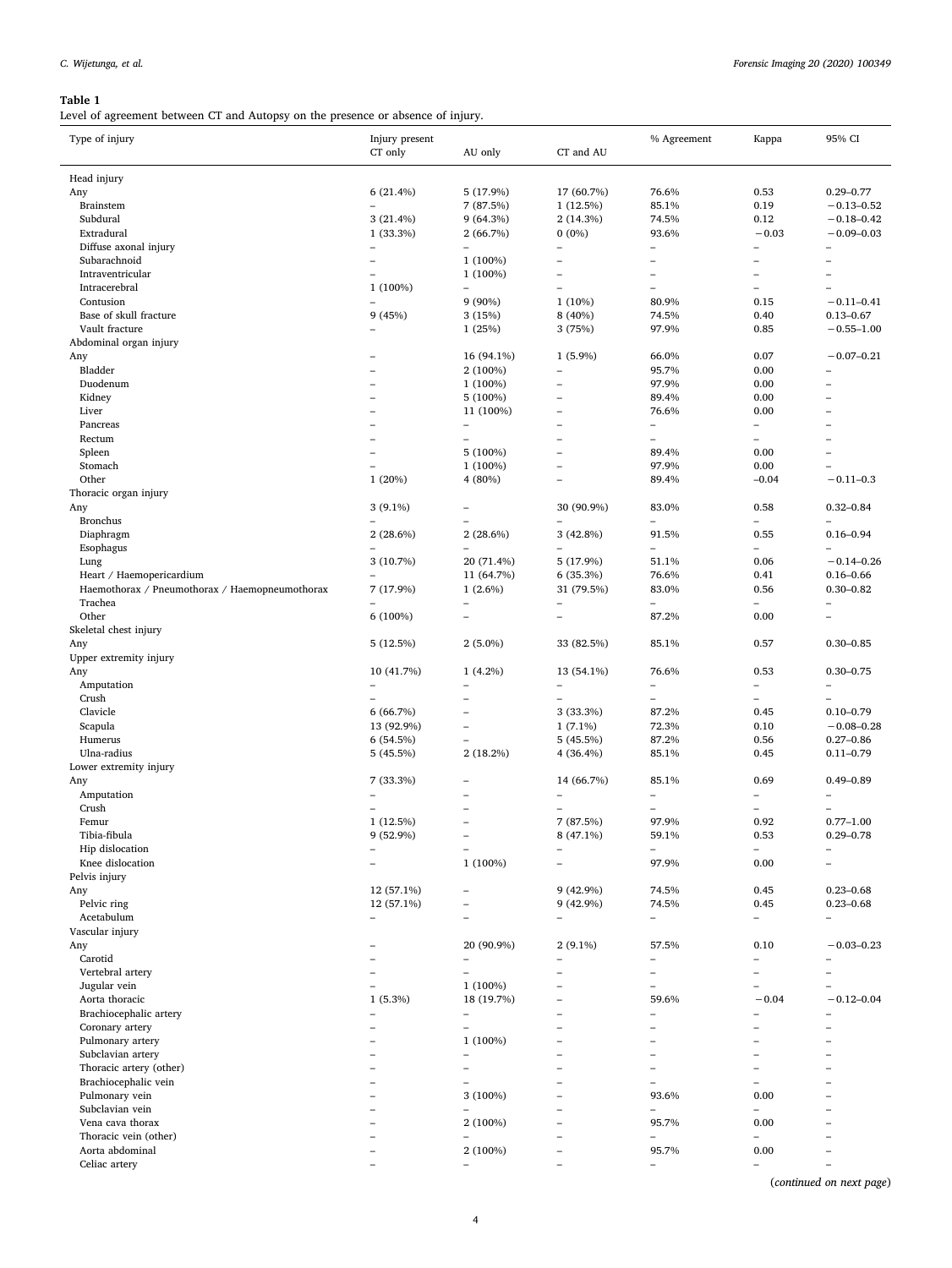**Table 1**
Level of agreement between CT and Autopsy on the presence or absence of injury.

| Type of injury | Injury present CT only | AU only | CT and AU | % Agreement | Kappa | 95% CI |
|---|---|---|---|---|---|---|
| Head injury | | | | | | |
| Any | 6 (21.4%) | 5 (17.9%) | 17 (60.7%) | 76.6% | 0.53 | 0.29–0.77 |
| Brainstem | – | 7 (87.5%) | 1 (12.5%) | 85.1% | 0.19 | −0.13–0.52 |
| Subdural | 3 (21.4%) | 9 (64.3%) | 2 (14.3%) | 74.5% | 0.12 | −0.18–0.42 |
| Extradural | 1 (33.3%) | 2 (66.7%) | 0 (0%) | 93.6% | −0.03 | −0.09–0.03 |
| Diffuse axonal injury | – | – | – | – | – | – |
| Subarachnoid | – | 1 (100%) | – | – | – | – |
| Intraventricular | – | 1 (100%) | – | – | – | – |
| Intracerebral | 1 (100%) | – | – | – | – | – |
| Contusion | – | 9 (90%) | 1 (10%) | 80.9% | 0.15 | −0.11–0.41 |
| Base of skull fracture | 9 (45%) | 3 (15%) | 8 (40%) | 74.5% | 0.40 | 0.13–0.67 |
| Vault fracture | – | 1 (25%) | 3 (75%) | 97.9% | 0.85 | −0.55–1.00 |
| Abdominal organ injury | | | | | | |
| Any | – | 16 (94.1%) | 1 (5.9%) | 66.0% | 0.07 | −0.07–0.21 |
| Bladder | – | 2 (100%) | – | 95.7% | 0.00 | – |
| Duodenum | – | 1 (100%) | – | 97.9% | 0.00 | – |
| Kidney | – | 5 (100%) | – | 89.4% | 0.00 | – |
| Liver | – | 11 (100%) | – | 76.6% | 0.00 | – |
| Pancreas | – | – | – | – | – | – |
| Rectum | – | – | – | – | – | – |
| Spleen | – | 5 (100%) | – | 89.4% | 0.00 | – |
| Stomach | – | 1 (100%) | – | 97.9% | 0.00 | – |
| Other | 1 (20%) | 4 (80%) | – | 89.4% | –0.04 | −0.11–0.3 |
| Thoracic organ injury | | | | | | |
| Any | 3 (9.1%) | – | 30 (90.9%) | 83.0% | 0.58 | 0.32–0.84 |
| Bronchus | – | – | – | – | – | – |
| Diaphragm | 2 (28.6%) | 2 (28.6%) | 3 (42.8%) | 91.5% | 0.55 | 0.16–0.94 |
| Esophagus | – | – | – | – | – | – |
| Lung | 3 (10.7%) | 20 (71.4%) | 5 (17.9%) | 51.1% | 0.06 | −0.14–0.26 |
| Heart / Haemopericardium | – | 11 (64.7%) | 6 (35.3%) | 76.6% | 0.41 | 0.16–0.66 |
| Haemothorax / Pneumothorax / Haemopneumothorax | 7 (17.9%) | 1 (2.6%) | 31 (79.5%) | 83.0% | 0.56 | 0.30–0.82 |
| Trachea | – | – | – | – | – | – |
| Other | 6 (100%) | – | – | 87.2% | 0.00 | – |
| Skeletal chest injury | | | | | | |
| Any | 5 (12.5%) | 2 (5.0%) | 33 (82.5%) | 85.1% | 0.57 | 0.30–0.85 |
| Upper extremity injury | | | | | | |
| Any | 10 (41.7%) | 1 (4.2%) | 13 (54.1%) | 76.6% | 0.53 | 0.30–0.75 |
| Amputation | – | – | – | – | – | – |
| Crush | – | – | – | – | – | – |
| Clavicle | 6 (66.7%) | – | 3 (33.3%) | 87.2% | 0.45 | 0.10–0.79 |
| Scapula | 13 (92.9%) | – | 1 (7.1%) | 72.3% | 0.10 | −0.08–0.28 |
| Humerus | 6 (54.5%) | – | 5 (45.5%) | 87.2% | 0.56 | 0.27–0.86 |
| Ulna-radius | 5 (45.5%) | 2 (18.2%) | 4 (36.4%) | 85.1% | 0.45 | 0.11–0.79 |
| Lower extremity injury | | | | | | |
| Any | 7 (33.3%) | – | 14 (66.7%) | 85.1% | 0.69 | 0.49–0.89 |
| Amputation | – | – | – | – | – | – |
| Crush | – | – | – | – | – | – |
| Femur | 1 (12.5%) | – | 7 (87.5%) | 97.9% | 0.92 | 0.77–1.00 |
| Tibia-fibula | 9 (52.9%) | – | 8 (47.1%) | 59.1% | 0.53 | 0.29–0.78 |
| Hip dislocation | – | – | – | – | – | – |
| Knee dislocation | – | 1 (100%) | – | 97.9% | 0.00 | – |
| Pelvis injury | | | | | | |
| Any | 12 (57.1%) | – | 9 (42.9%) | 74.5% | 0.45 | 0.23–0.68 |
| Pelvic ring | 12 (57.1%) | – | 9 (42.9%) | 74.5% | 0.45 | 0.23–0.68 |
| Acetabulum | – | – | – | – | – | – |
| Vascular injury | | | | | | |
| Any | – | 20 (90.9%) | 2 (9.1%) | 57.5% | 0.10 | −0.03–0.23 |
| Carotid | – | – | – | – | – | – |
| Vertebral artery | – | – | – | – | – | – |
| Jugular vein | – | 1 (100%) | – | – | – | – |
| Aorta thoracic | 1 (5.3%) | 18 (19.7%) | – | 59.6% | −0.04 | −0.12–0.04 |
| Brachiocephalic artery | – | – | – | – | – | – |
| Coronary artery | – | – | – | – | – | – |
| Pulmonary artery | – | 1 (100%) | – | – | – | – |
| Subclavian artery | – | – | – | – | – | – |
| Thoracic artery (other) | – | – | – | – | – | – |
| Brachiocephalic vein | – | – | – | – | – | – |
| Pulmonary vein | – | 3 (100%) | – | 93.6% | 0.00 | – |
| Subclavian vein | – | – | – | – | – | – |
| Vena cava thorax | – | 2 (100%) | – | 95.7% | 0.00 | – |
| Thoracic vein (other) | – | – | – | – | – | – |
| Aorta abdominal | – | 2 (100%) | – | 95.7% | 0.00 | – |
| Celiac artery | – | – | – | – | – | – |

(*continued on next page*)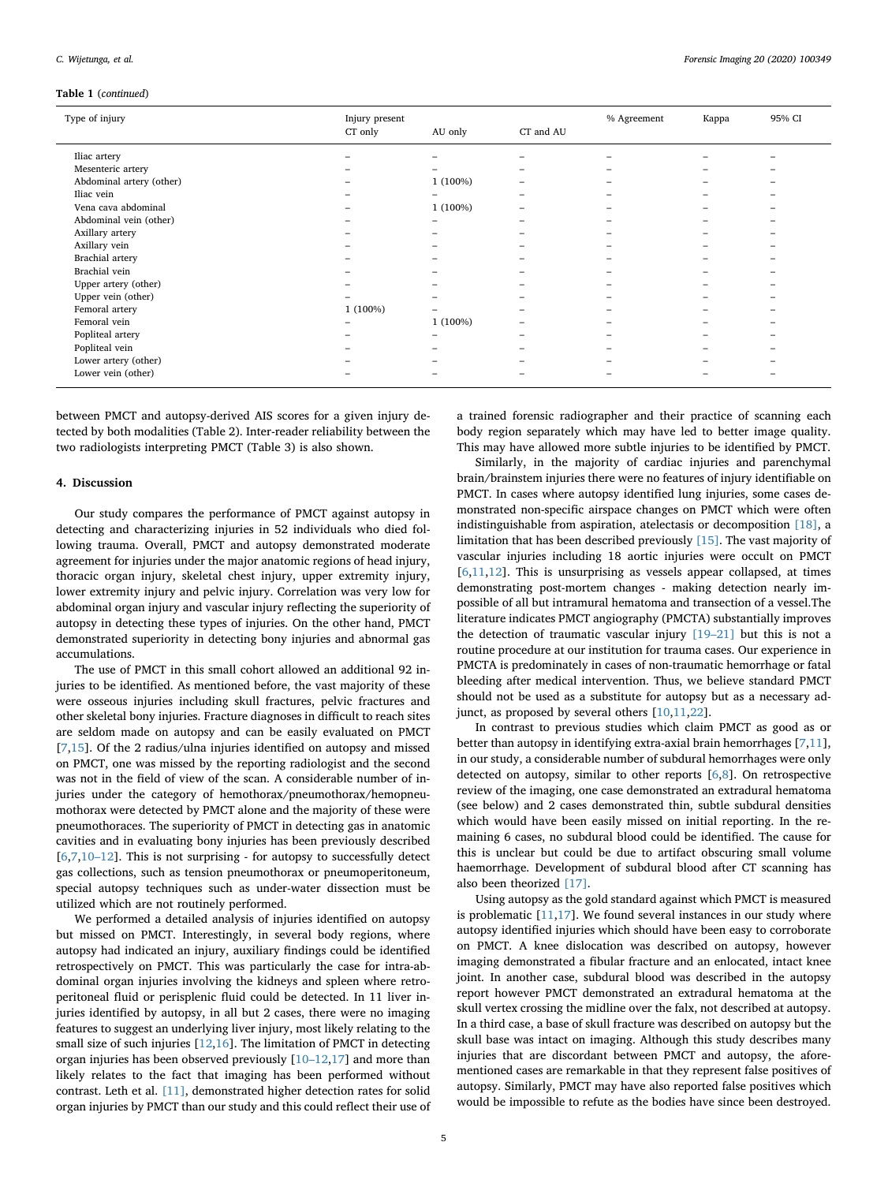**Table 1** (*continued*)

| Type of injury | Injury present | | | % Agreement | Kappa | 95% CI |
|---|---|---|---|---|---|---|
| | CT only | AU only | CT and AU | | | |
| Iliac artery | – | – | – | – | – | – |
| Mesenteric artery | – | – | – | – | – | – |
| Abdominal artery (other) | – | 1 (100%) | – | – | – | – |
| Iliac vein | – | – | – | – | – | – |
| Vena cava abdominal | – | 1 (100%) | – | – | – | – |
| Abdominal vein (other) | – | – | – | – | – | – |
| Axillary artery | – | – | – | – | – | – |
| Axillary vein | – | – | – | – | – | – |
| Brachial artery | – | – | – | – | – | – |
| Brachial vein | – | – | – | – | – | – |
| Upper artery (other) | – | – | – | – | – | – |
| Upper vein (other) | – | – | – | – | – | – |
| Femoral artery | 1 (100%) | – | – | – | – | – |
| Femoral vein | – | 1 (100%) | – | – | – | – |
| Popliteal artery | – | – | – | – | – | – |
| Popliteal vein | – | – | – | – | – | – |
| Lower artery (other) | – | – | – | – | – | – |
| Lower vein (other) | – | – | – | – | – | – |

between PMCT and autopsy-derived AIS scores for a given injury detected by both modalities (Table 2). Inter-reader reliability between the two radiologists interpreting PMCT (Table 3) is also shown.

## 4. Discussion

Our study compares the performance of PMCT against autopsy in detecting and characterizing injuries in 52 individuals who died following trauma. Overall, PMCT and autopsy demonstrated moderate agreement for injuries under the major anatomic regions of head injury, thoracic organ injury, skeletal chest injury, upper extremity injury, lower extremity injury and pelvic injury. Correlation was very low for abdominal organ injury and vascular injury reflecting the superiority of autopsy in detecting these types of injuries. On the other hand, PMCT demonstrated superiority in detecting bony injuries and abnormal gas accumulations.

The use of PMCT in this small cohort allowed an additional 92 injuries to be identified. As mentioned before, the vast majority of these were osseous injuries including skull fractures, pelvic fractures and other skeletal bony injuries. Fracture diagnoses in difficult to reach sites are seldom made on autopsy and can be easily evaluated on PMCT [7,15]. Of the 2 radius/ulna injuries identified on autopsy and missed on PMCT, one was missed by the reporting radiologist and the second was not in the field of view of the scan. A considerable number of injuries under the category of hemothorax/pneumothorax/hemopneumothorax were detected by PMCT alone and the majority of these were pneumothoraces. The superiority of PMCT in detecting gas in anatomic cavities and in evaluating bony injuries has been previously described [6,7,10–12]. This is not surprising - for autopsy to successfully detect gas collections, such as tension pneumothorax or pneumoperitoneum, special autopsy techniques such as under-water dissection must be utilized which are not routinely performed.

We performed a detailed analysis of injuries identified on autopsy but missed on PMCT. Interestingly, in several body regions, where autopsy had indicated an injury, auxiliary findings could be identified retrospectively on PMCT. This was particularly the case for intra-abdominal organ injuries involving the kidneys and spleen where retroperitoneal fluid or perisplenic fluid could be detected. In 11 liver injuries identified by autopsy, in all but 2 cases, there were no imaging features to suggest an underlying liver injury, most likely relating to the small size of such injuries [12,16]. The limitation of PMCT in detecting organ injuries has been observed previously [10–12,17] and more than likely relates to the fact that imaging has been performed without contrast. Leth et al. [11], demonstrated higher detection rates for solid organ injuries by PMCT than our study and this could reflect their use of a trained forensic radiographer and their practice of scanning each body region separately which may have led to better image quality. This may have allowed more subtle injuries to be identified by PMCT.

Similarly, in the majority of cardiac injuries and parenchymal brain/brainstem injuries there were no features of injury identifiable on PMCT. In cases where autopsy identified lung injuries, some cases demonstrated non-specific airspace changes on PMCT which were often indistinguishable from aspiration, atelectasis or decomposition [18], a limitation that has been described previously [15]. The vast majority of vascular injuries including 18 aortic injuries were occult on PMCT [6,11,12]. This is unsurprising as vessels appear collapsed, at times demonstrating post-mortem changes - making detection nearly impossible of all but intramural hematoma and transection of a vessel.The literature indicates PMCT angiography (PMCTA) substantially improves the detection of traumatic vascular injury [19–21] but this is not a routine procedure at our institution for trauma cases. Our experience in PMCTA is predominately in cases of non-traumatic hemorrhage or fatal bleeding after medical intervention. Thus, we believe standard PMCT should not be used as a substitute for autopsy but as a necessary adjunct, as proposed by several others [10,11,22].

In contrast to previous studies which claim PMCT as good as or better than autopsy in identifying extra-axial brain hemorrhages [7,11], in our study, a considerable number of subdural hemorrhages were only detected on autopsy, similar to other reports [6,8]. On retrospective review of the imaging, one case demonstrated an extradural hematoma (see below) and 2 cases demonstrated thin, subtle subdural densities which would have been easily missed on initial reporting. In the remaining 6 cases, no subdural blood could be identified. The cause for this is unclear but could be due to artifact obscuring small volume haemorrhage. Development of subdural blood after CT scanning has also been theorized [17].

Using autopsy as the gold standard against which PMCT is measured is problematic [11,17]. We found several instances in our study where autopsy identified injuries which should have been easy to corroborate on PMCT. A knee dislocation was described on autopsy, however imaging demonstrated a fibular fracture and an enlocated, intact knee joint. In another case, subdural blood was described in the autopsy report however PMCT demonstrated an extradural hematoma at the skull vertex crossing the midline over the falx, not described at autopsy. In a third case, a base of skull fracture was described on autopsy but the skull base was intact on imaging. Although this study describes many injuries that are discordant between PMCT and autopsy, the aforementioned cases are remarkable in that they represent false positives of autopsy. Similarly, PMCT may have also reported false positives which would be impossible to refute as the bodies have since been destroyed.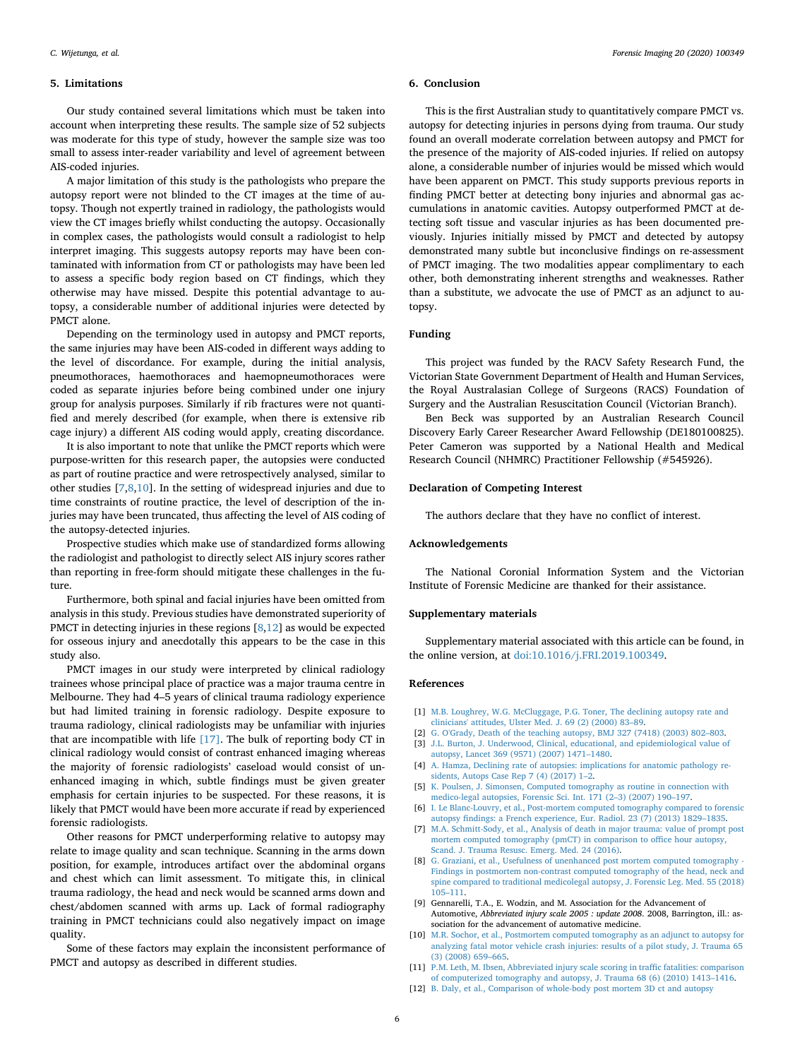## 5. Limitations

Our study contained several limitations which must be taken into account when interpreting these results. The sample size of 52 subjects was moderate for this type of study, however the sample size was too small to assess inter-reader variability and level of agreement between AIS-coded injuries.

A major limitation of this study is the pathologists who prepare the autopsy report were not blinded to the CT images at the time of autopsy. Though not expertly trained in radiology, the pathologists would view the CT images briefly whilst conducting the autopsy. Occasionally in complex cases, the pathologists would consult a radiologist to help interpret imaging. This suggests autopsy reports may have been contaminated with information from CT or pathologists may have been led to assess a specific body region based on CT findings, which they otherwise may have missed. Despite this potential advantage to autopsy, a considerable number of additional injuries were detected by PMCT alone.

Depending on the terminology used in autopsy and PMCT reports, the same injuries may have been AIS-coded in different ways adding to the level of discordance. For example, during the initial analysis, pneumothoraces, haemothoraces and haemopneumothoraces were coded as separate injuries before being combined under one injury group for analysis purposes. Similarly if rib fractures were not quantified and merely described (for example, when there is extensive rib cage injury) a different AIS coding would apply, creating discordance.

It is also important to note that unlike the PMCT reports which were purpose-written for this research paper, the autopsies were conducted as part of routine practice and were retrospectively analysed, similar to other studies [7,8,10]. In the setting of widespread injuries and due to time constraints of routine practice, the level of description of the injuries may have been truncated, thus affecting the level of AIS coding of the autopsy-detected injuries.

Prospective studies which make use of standardized forms allowing the radiologist and pathologist to directly select AIS injury scores rather than reporting in free-form should mitigate these challenges in the future.

Furthermore, both spinal and facial injuries have been omitted from analysis in this study. Previous studies have demonstrated superiority of PMCT in detecting injuries in these regions [8,12] as would be expected for osseous injury and anecdotally this appears to be the case in this study also.

PMCT images in our study were interpreted by clinical radiology trainees whose principal place of practice was a major trauma centre in Melbourne. They had 4–5 years of clinical trauma radiology experience but had limited training in forensic radiology. Despite exposure to trauma radiology, clinical radiologists may be unfamiliar with injuries that are incompatible with life [17]. The bulk of reporting body CT in clinical radiology would consist of contrast enhanced imaging whereas the majority of forensic radiologists' caseload would consist of unenhanced imaging in which, subtle findings must be given greater emphasis for certain injuries to be suspected. For these reasons, it is likely that PMCT would have been more accurate if read by experienced forensic radiologists.

Other reasons for PMCT underperforming relative to autopsy may relate to image quality and scan technique. Scanning in the arms down position, for example, introduces artifact over the abdominal organs and chest which can limit assessment. To mitigate this, in clinical trauma radiology, the head and neck would be scanned arms down and chest/abdomen scanned with arms up. Lack of formal radiography training in PMCT technicians could also negatively impact on image quality.

Some of these factors may explain the inconsistent performance of PMCT and autopsy as described in different studies.

## 6. Conclusion

This is the first Australian study to quantitatively compare PMCT vs. autopsy for detecting injuries in persons dying from trauma. Our study found an overall moderate correlation between autopsy and PMCT for the presence of the majority of AIS-coded injuries. If relied on autopsy alone, a considerable number of injuries would be missed which would have been apparent on PMCT. This study supports previous reports in finding PMCT better at detecting bony injuries and abnormal gas accumulations in anatomic cavities. Autopsy outperformed PMCT at detecting soft tissue and vascular injuries as has been documented previously. Injuries initially missed by PMCT and detected by autopsy demonstrated many subtle but inconclusive findings on re-assessment of PMCT imaging. The two modalities appear complimentary to each other, both demonstrating inherent strengths and weaknesses. Rather than a substitute, we advocate the use of PMCT as an adjunct to autopsy.

## Funding

This project was funded by the RACV Safety Research Fund, the Victorian State Government Department of Health and Human Services, the Royal Australasian College of Surgeons (RACS) Foundation of Surgery and the Australian Resuscitation Council (Victorian Branch).

Ben Beck was supported by an Australian Research Council Discovery Early Career Researcher Award Fellowship (DE180100825). Peter Cameron was supported by a National Health and Medical Research Council (NHMRC) Practitioner Fellowship (#545926).

## Declaration of Competing Interest

The authors declare that they have no conflict of interest.

## Acknowledgements

The National Coronial Information System and the Victorian Institute of Forensic Medicine are thanked for their assistance.

## Supplementary materials

Supplementary material associated with this article can be found, in the online version, at doi:10.1016/j.FRI.2019.100349.

## References

[1] M.B. Loughrey, W.G. McCluggage, P.G. Toner, The declining autopsy rate and clinicians' attitudes, Ulster Med. J. 69 (2) (2000) 83–89.

[2] G. O'Grady, Death of the teaching autopsy, BMJ 327 (7418) (2003) 802–803.

[3] J.L. Burton, J. Underwood, Clinical, educational, and epidemiological value of autopsy, Lancet 369 (9571) (2007) 1471–1480.

[4] A. Hamza, Declining rate of autopsies: implications for anatomic pathology residents, Autops Case Rep 7 (4) (2017) 1–2.

[5] K. Poulsen, J. Simonsen, Computed tomography as routine in connection with medico-legal autopsies, Forensic Sci. Int. 171 (2–3) (2007) 190–197.

[6] I. Le Blanc-Louvry, et al., Post-mortem computed tomography compared to forensic autopsy findings: a French experience, Eur. Radiol. 23 (7) (2013) 1829–1835.

[7] M.A. Schmitt-Sody, et al., Analysis of death in major trauma: value of prompt post mortem computed tomography (pmCT) in comparison to office hour autopsy, Scand. J. Trauma Resusc. Emerg. Med. 24 (2016).

[8] G. Graziani, et al., Usefulness of unenhanced post mortem computed tomography - Findings in postmortem non-contrast computed tomography of the head, neck and spine compared to traditional medicolegal autopsy, J. Forensic Leg. Med. 55 (2018) 105–111.

[9] Gennarelli, T.A., E. Wodzin, and M. Association for the Advancement of Automotive, *Abbreviated injury scale 2005 : update 2008*. 2008, Barrington, ill.: association for the advancement of automotive medicine.

[10] M.R. Sochor, et al., Postmortem computed tomography as an adjunct to autopsy for analyzing fatal motor vehicle crash injuries: results of a pilot study, J. Trauma 65 (3) (2008) 659–665.

[11] P.M. Leth, M. Ibsen, Abbreviated injury scale scoring in traffic fatalities: comparison of computerized tomography and autopsy, J. Trauma 68 (6) (2010) 1413–1416.

[12] B. Daly, et al., Comparison of whole-body post mortem 3D ct and autopsy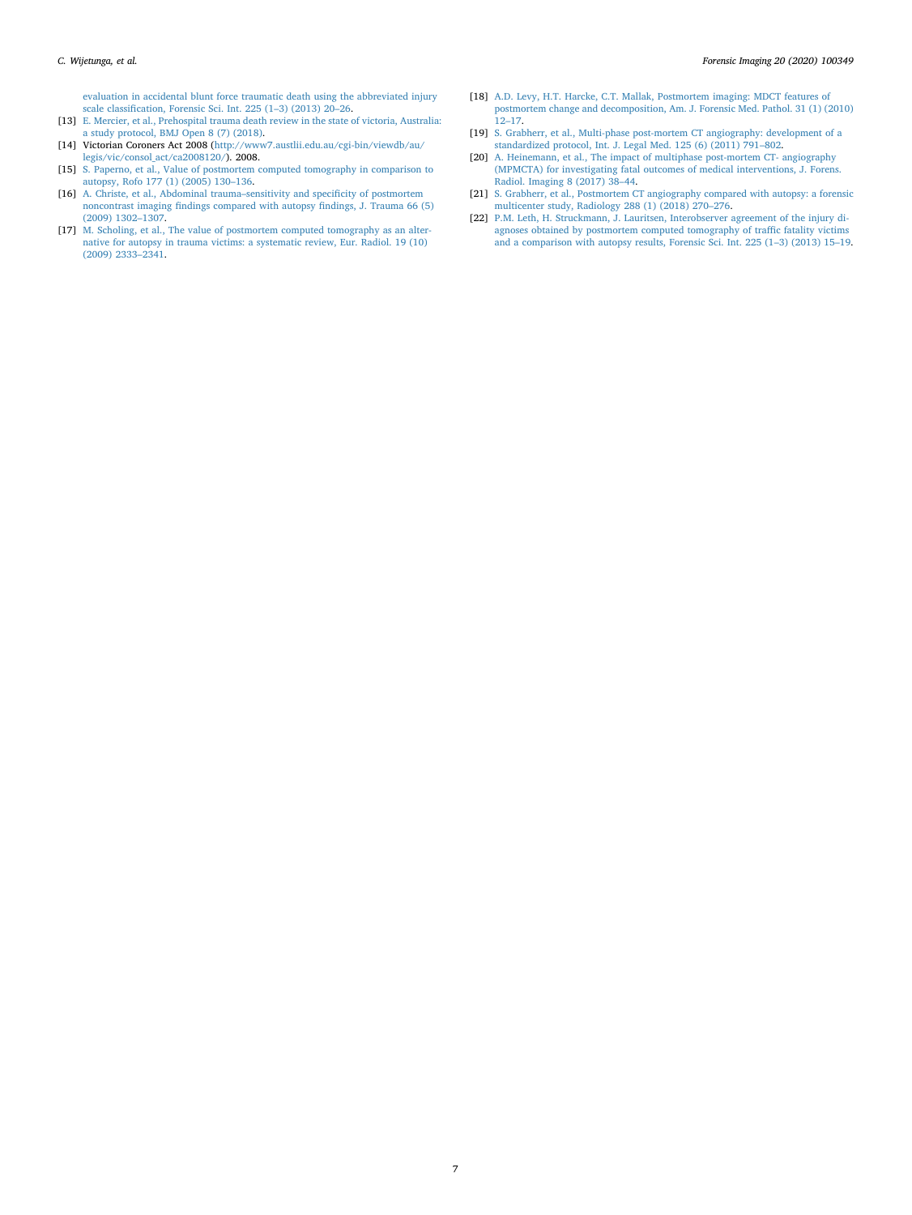evaluation in accidental blunt force traumatic death using the abbreviated injury scale classification, Forensic Sci. Int. 225 (1–3) (2013) 20–26.

[13] E. Mercier, et al., Prehospital trauma death review in the state of victoria, Australia: a study protocol, BMJ Open 8 (7) (2018).

[14] Victorian Coroners Act 2008 (http://www7.austlii.edu.au/cgi-bin/viewdb/au/legis/vic/consol_act/ca2008120/). 2008.

[15] S. Paperno, et al., Value of postmortem computed tomography in comparison to autopsy, Rofo 177 (1) (2005) 130–136.

[16] A. Christe, et al., Abdominal trauma–sensitivity and specificity of postmortem noncontrast imaging findings compared with autopsy findings, J. Trauma 66 (5) (2009) 1302–1307.

[17] M. Scholing, et al., The value of postmortem computed tomography as an alternative for autopsy in trauma victims: a systematic review, Eur. Radiol. 19 (10) (2009) 2333–2341.

[18] A.D. Levy, H.T. Harcke, C.T. Mallak, Postmortem imaging: MDCT features of postmortem change and decomposition, Am. J. Forensic Med. Pathol. 31 (1) (2010) 12–17.

[19] S. Grabherr, et al., Multi-phase post-mortem CT angiography: development of a standardized protocol, Int. J. Legal Med. 125 (6) (2011) 791–802.

[20] A. Heinemann, et al., The impact of multiphase post-mortem CT- angiography (MPMCTA) for investigating fatal outcomes of medical interventions, J. Forens. Radiol. Imaging 8 (2017) 38–44.

[21] S. Grabherr, et al., Postmortem CT angiography compared with autopsy: a forensic multicenter study, Radiology 288 (1) (2018) 270–276.

[22] P.M. Leth, H. Struckmann, J. Lauritsen, Interobserver agreement of the injury diagnoses obtained by postmortem computed tomography of traffic fatality victims and a comparison with autopsy results, Forensic Sci. Int. 225 (1–3) (2013) 15–19.